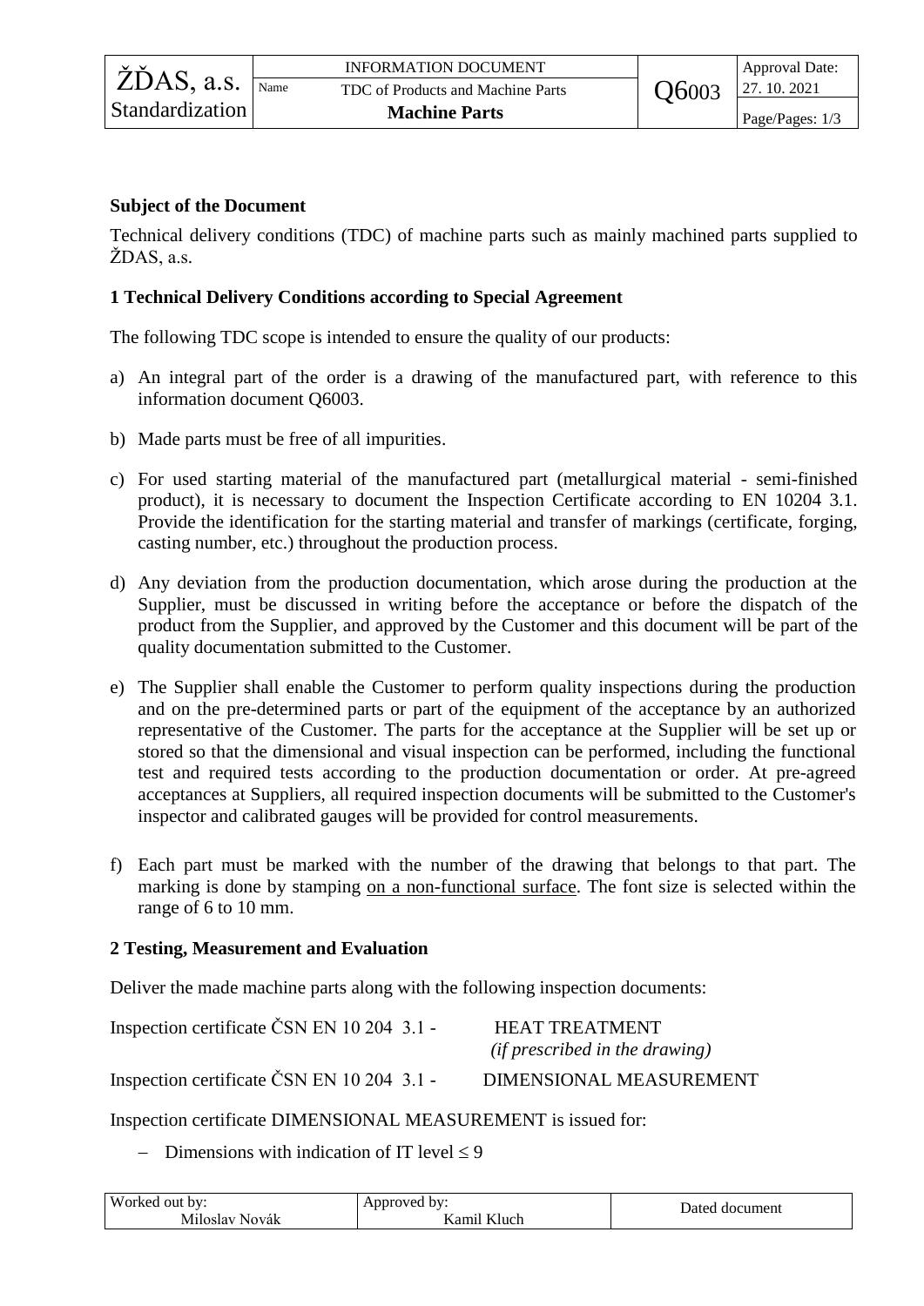**Subject of the Document**

Technical delivery conditions (TDC) of machine parts such as mainly machined parts supplied to ŽDAS, a.s.

**1 Technical Delivery Conditions according to Special Agreement**

The following TDC scope is intended to ensure the quality of our products:

a) An integral part of the order is a drawing of the manufactured part, with reference to this information document Q6003.

b) Made parts must be free of all impurities.

c) For used starting material of the manufactured part (metallurgical material - semi-finished product), it is necessary to document the Inspection Certificate according to EN 10204 3.1. Provide the identification for the starting material and transfer of markings (certificate, forging, casting number, etc.) throughout the production process.

d) Any deviation from the production documentation, which arose during the production at the Supplier, must be discussed in writing before the acceptance or before the dispatch of the product from the Supplier, and approved by the Customer and this document will be part of the quality documentation submitted to the Customer.

e) The Supplier shall enable the Customer to perform quality inspections during the production and on the pre-determined parts or part of the equipment of the acceptance by an authorized representative of the Customer. The parts for the acceptance at the Supplier will be set up or stored so that the dimensional and visual inspection can be performed, including the functional test and required tests according to the production documentation or order. At pre-agreed acceptances at Suppliers, all required inspection documents will be submitted to the Customer's inspector and calibrated gauges will be provided for control measurements.

f) Each part must be marked with the number of the drawing that belongs to that part. The marking is done by stamping <u>on a non-functional surface</u>. The font size is selected within the range of 6 to 10 mm.

**2 Testing, Measurement and Evaluation**

Deliver the made machine parts along with the following inspection documents:

Inspection certificate ČSN EN 10 204 3.1 - HEAT TREATMENT *(if prescribed in the drawing)*

Inspection certificate ČSN EN 10 204 3.1 - DIMENSIONAL MEASUREMENT

Inspection certificate DIMENSIONAL MEASUREMENT is issued for:

- Dimensions with indication of IT level ≤ 9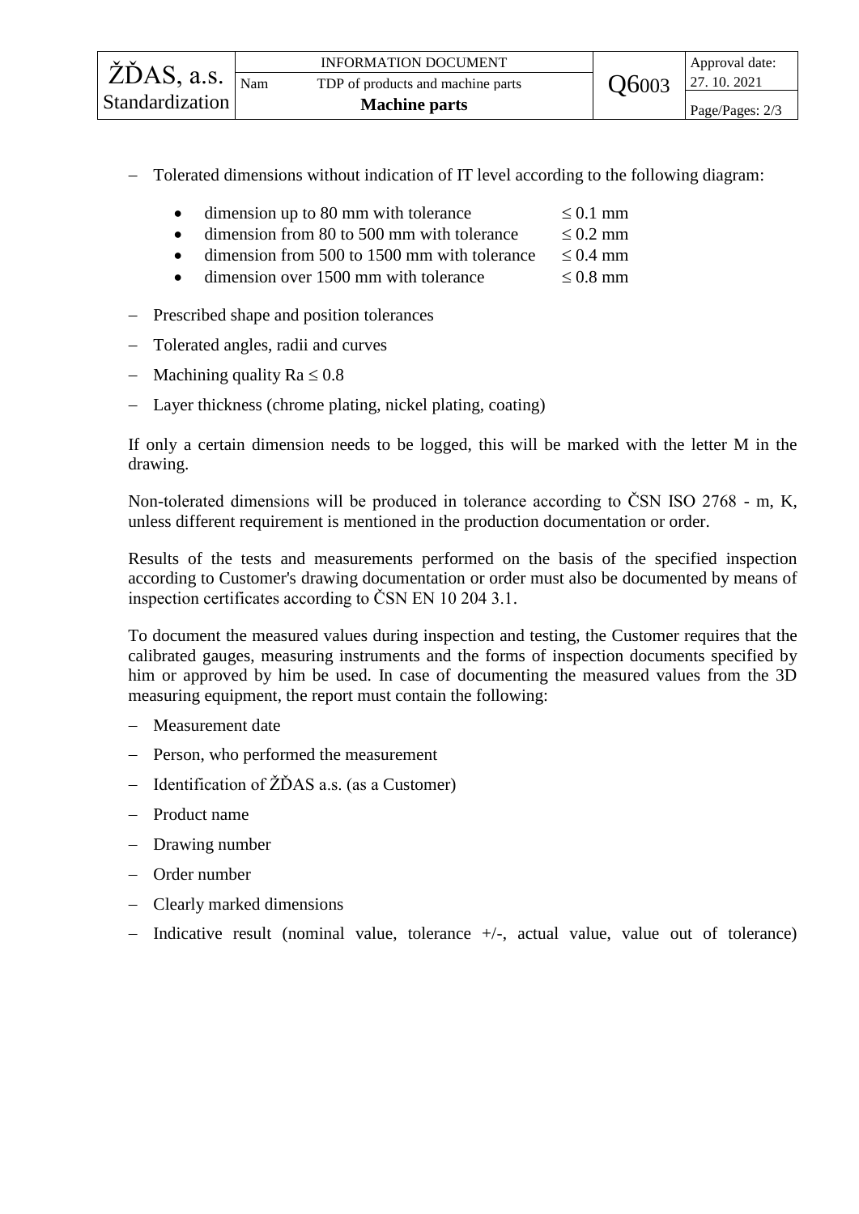- Tolerated dimensions without indication of IT level according to the following diagram:

    - dimension up to 80 mm with tolerance ≤ 0.1 mm
    - dimension from 80 to 500 mm with tolerance ≤ 0.2 mm
    - dimension from 500 to 1500 mm with tolerance ≤ 0.4 mm
    - dimension over 1500 mm with tolerance ≤ 0.8 mm

- Prescribed shape and position tolerances
- Tolerated angles, radii and curves
- Machining quality Ra ≤ 0.8
- Layer thickness (chrome plating, nickel plating, coating)

If only a certain dimension needs to be logged, this will be marked with the letter M in the drawing.

Non-tolerated dimensions will be produced in tolerance according to ČSN ISO 2768 - m, K, unless different requirement is mentioned in the production documentation or order.

Results of the tests and measurements performed on the basis of the specified inspection according to Customer's drawing documentation or order must also be documented by means of inspection certificates according to ČSN EN 10 204 3.1.

To document the measured values during inspection and testing, the Customer requires that the calibrated gauges, measuring instruments and the forms of inspection documents specified by him or approved by him be used. In case of documenting the measured values from the 3D measuring equipment, the report must contain the following:

- Measurement date
- Person, who performed the measurement
- Identification of ŽĎAS a.s. (as a Customer)
- Product name
- Drawing number
- Order number
- Clearly marked dimensions
- Indicative result (nominal value, tolerance +/-, actual value, value out of tolerance)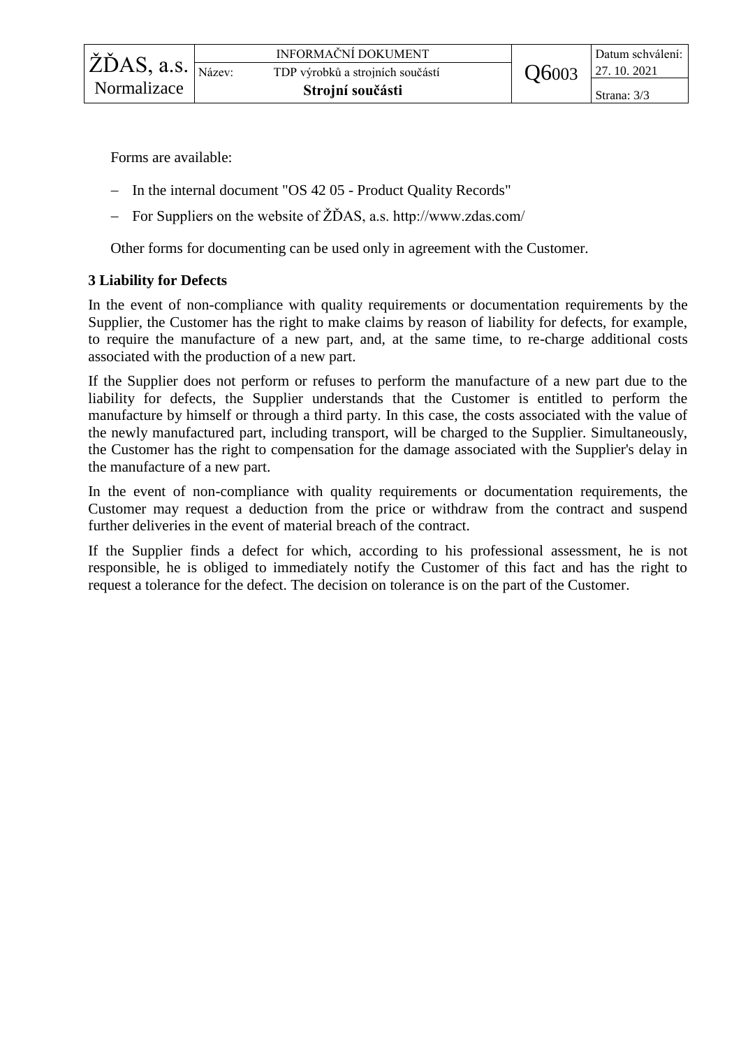Forms are available:

- In the internal document "OS 42 05 - Product Quality Records"
- For Suppliers on the website of ŽĎAS, a.s. http://www.zdas.com/

Other forms for documenting can be used only in agreement with the Customer.

### 3 Liability for Defects

In the event of non-compliance with quality requirements or documentation requirements by the Supplier, the Customer has the right to make claims by reason of liability for defects, for example, to require the manufacture of a new part, and, at the same time, to re-charge additional costs associated with the production of a new part.

If the Supplier does not perform or refuses to perform the manufacture of a new part due to the liability for defects, the Supplier understands that the Customer is entitled to perform the manufacture by himself or through a third party. In this case, the costs associated with the value of the newly manufactured part, including transport, will be charged to the Supplier. Simultaneously, the Customer has the right to compensation for the damage associated with the Supplier's delay in the manufacture of a new part.

In the event of non-compliance with quality requirements or documentation requirements, the Customer may request a deduction from the price or withdraw from the contract and suspend further deliveries in the event of material breach of the contract.

If the Supplier finds a defect for which, according to his professional assessment, he is not responsible, he is obliged to immediately notify the Customer of this fact and has the right to request a tolerance for the defect. The decision on tolerance is on the part of the Customer.